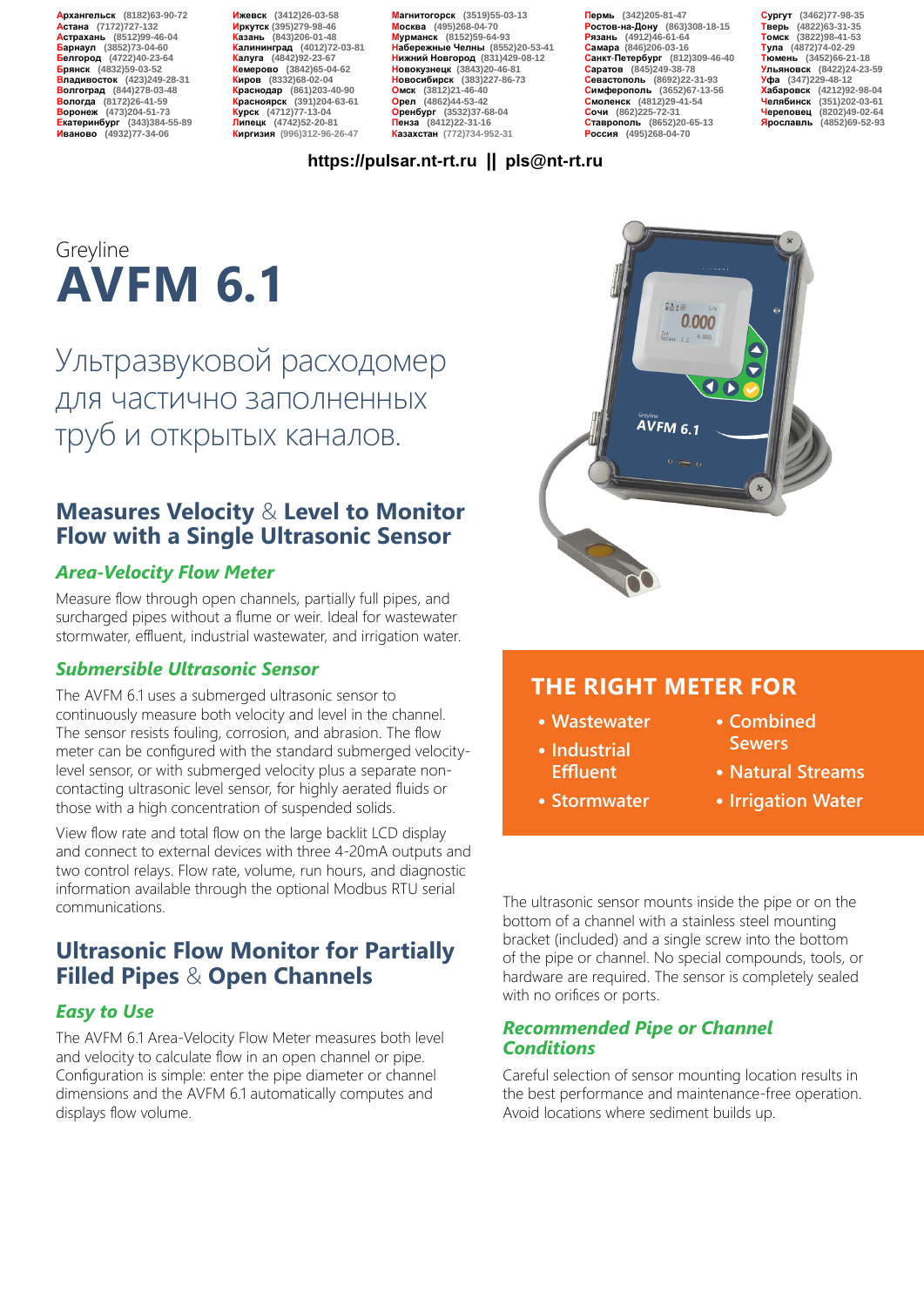Архангельск (8182)63-90-72
Астана (7172)727-132
Астрахань (8512)99-46-04
Барнаул (3852)73-04-60
Белгород (4722)40-23-64
Брянск (4832)59-03-52
Владивосток (423)249-28-31
Волгоград (844)278-03-48
Вологда (8172)26-41-59
Воронеж (473)204-51-73
Екатеринбург (343)384-55-89
Иваново (4932)77-34-06
Ижевск (3412)26-03-58
Иркутск (395)279-98-46
Казань (843)206-01-48
Калининград (4012)72-03-81
Калуга (4842)92-23-67
Кемерово (3842)65-04-62
Киров (8332)68-02-04
Краснодар (861)203-40-90
Красноярск (391)204-63-61
Курск (4712)77-13-04
Липецк (4742)52-20-81
Киргизия (996)312-96-26-47
Магнитогорск (3519)55-03-13
Москва (495)268-04-70
Мурманск (8152)59-64-93
Набережные Челны (8552)20-53-41
Нижний Новгород (831)429-08-12
Новокузнецк (3843)20-46-81
Новосибирск (383)227-86-73
Омск (3812)21-46-40
Орел (4862)44-53-42
Оренбург (3532)37-68-04
Пенза (8412)22-31-16
Казахстан (772)734-952-31
Пермь (342)205-81-47
Ростов-на-Дону (863)308-18-15
Рязань (4912)46-61-64
Самара (846)206-03-16
Санкт-Петербург (812)309-46-40
Саратов (845)249-38-78
Севастополь (8692)22-31-93
Симферополь (3652)67-13-56
Смоленск (4812)29-41-54
Сочи (862)225-72-31
Ставрополь (8652)20-65-13
Россия (495)268-04-70
Сургут (3462)77-98-35
Тверь (4822)63-31-35
Томск (3822)98-41-53
Тула (4872)74-02-29
Тюмень (3452)66-21-18
Ульяновск (8422)24-23-59
Уфа (347)229-48-12
Хабаровск (4212)92-98-04
Челябинск (351)202-03-61
Череповец (8202)49-02-64
Ярославль (4852)69-52-93

**https://pulsar.nt-rt.ru || pls@nt-rt.ru**

Greyline

# AVFM 6.1

Ультразвуковой расходомер для частично заполненных труб и открытых каналов.

## Measures Velocity & Level to Monitor Flow with a Single Ultrasonic Sensor

### *Area-Velocity Flow Meter*

Measure flow through open channels, partially full pipes, and surcharged pipes without a flume or weir. Ideal for wastewater stormwater, effluent, industrial wastewater, and irrigation water.

### *Submersible Ultrasonic Sensor*

The AVFM 6.1 uses a submerged ultrasonic sensor to continuously measure both velocity and level in the channel. The sensor resists fouling, corrosion, and abrasion. The flow meter can be configured with the standard submerged velocity-level sensor, or with submerged velocity plus a separate non-contacting ultrasonic level sensor, for highly aerated fluids or those with a high concentration of suspended solids.

View flow rate and total flow on the large backlit LCD display and connect to external devices with three 4-20mA outputs and two control relays. Flow rate, volume, run hours, and diagnostic information available through the optional Modbus RTU serial communications.

## THE RIGHT METER FOR

- Wastewater
- Industrial Effluent
- Stormwater
- Combined Sewers
- Natural Streams
- Irrigation Water

## Ultrasonic Flow Monitor for Partially Filled Pipes & Open Channels

### *Easy to Use*

The AVFM 6.1 Area-Velocity Flow Meter measures both level and velocity to calculate flow in an open channel or pipe. Configuration is simple: enter the pipe diameter or channel dimensions and the AVFM 6.1 automatically computes and displays flow volume.

The ultrasonic sensor mounts inside the pipe or on the bottom of a channel with a stainless steel mounting bracket (included) and a single screw into the bottom of the pipe or channel. No special compounds, tools, or hardware are required. The sensor is completely sealed with no orifices or ports.

### *Recommended Pipe or Channel Conditions*

Careful selection of sensor mounting location results in the best performance and maintenance-free operation. Avoid locations where sediment builds up.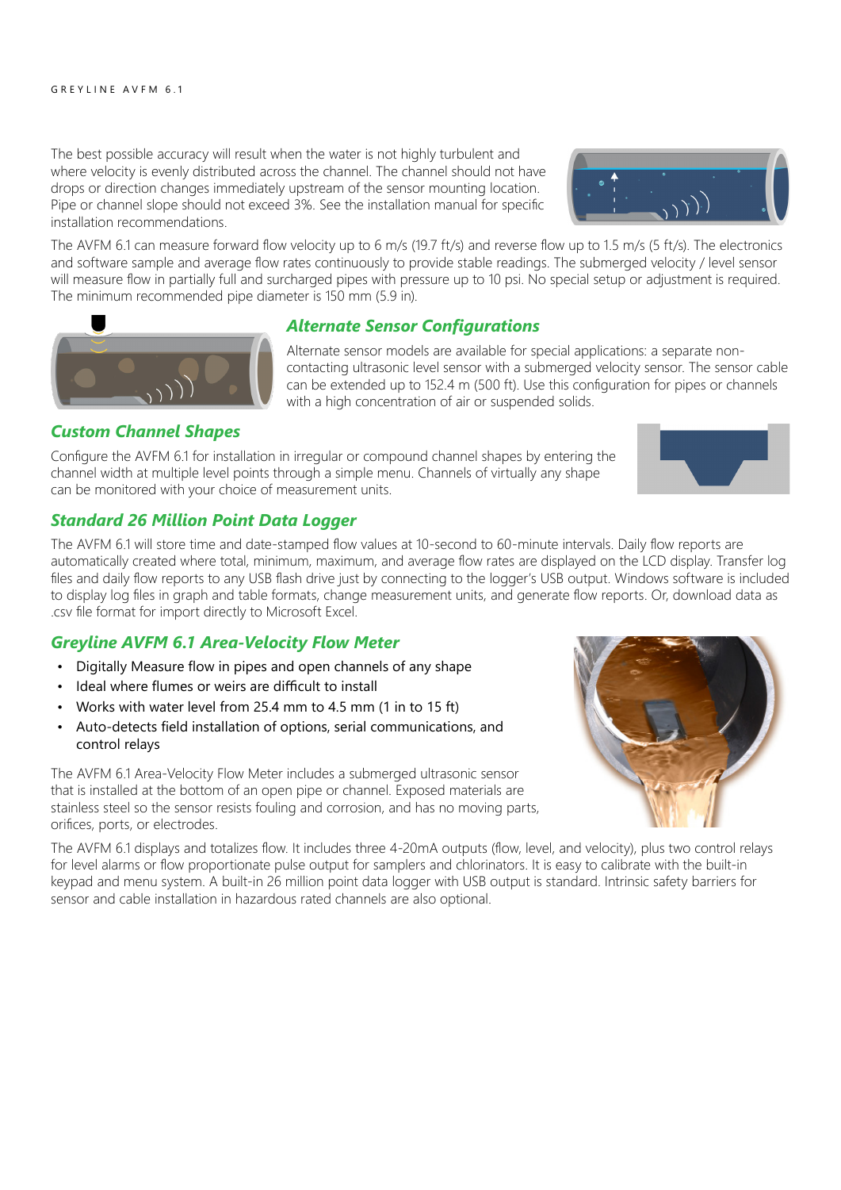The best possible accuracy will result when the water is not highly turbulent and where velocity is evenly distributed across the channel. The channel should not have drops or direction changes immediately upstream of the sensor mounting location. Pipe or channel slope should not exceed 3%. See the installation manual for specific installation recommendations.

The AVFM 6.1 can measure forward flow velocity up to 6 m/s (19.7 ft/s) and reverse flow up to 1.5 m/s (5 ft/s). The electronics and software sample and average flow rates continuously to provide stable readings. The submerged velocity / level sensor will measure flow in partially full and surcharged pipes with pressure up to 10 psi. No special setup or adjustment is required. The minimum recommended pipe diameter is 150 mm (5.9 in).

## Alternate Sensor Configurations

Alternate sensor models are available for special applications: a separate non-contacting ultrasonic level sensor with a submerged velocity sensor. The sensor cable can be extended up to 152.4 m (500 ft). Use this configuration for pipes or channels with a high concentration of air or suspended solids.

## Custom Channel Shapes

Configure the AVFM 6.1 for installation in irregular or compound channel shapes by entering the channel width at multiple level points through a simple menu. Channels of virtually any shape can be monitored with your choice of measurement units.

## Standard 26 Million Point Data Logger

The AVFM 6.1 will store time and date-stamped flow values at 10-second to 60-minute intervals. Daily flow reports are automatically created where total, minimum, maximum, and average flow rates are displayed on the LCD display. Transfer log files and daily flow reports to any USB flash drive just by connecting to the logger's USB output. Windows software is included to display log files in graph and table formats, change measurement units, and generate flow reports. Or, download data as .csv file format for import directly to Microsoft Excel.

## Greyline AVFM 6.1 Area-Velocity Flow Meter

- Digitally Measure flow in pipes and open channels of any shape
- Ideal where flumes or weirs are difficult to install
- Works with water level from 25.4 mm to 4.5 mm (1 in to 15 ft)
- Auto-detects field installation of options, serial communications, and control relays

The AVFM 6.1 Area-Velocity Flow Meter includes a submerged ultrasonic sensor that is installed at the bottom of an open pipe or channel. Exposed materials are stainless steel so the sensor resists fouling and corrosion, and has no moving parts, orifices, ports, or electrodes.

The AVFM 6.1 displays and totalizes flow. It includes three 4-20mA outputs (flow, level, and velocity), plus two control relays for level alarms or flow proportionate pulse output for samplers and chlorinators. It is easy to calibrate with the built-in keypad and menu system. A built-in 26 million point data logger with USB output is standard. Intrinsic safety barriers for sensor and cable installation in hazardous rated channels are also optional.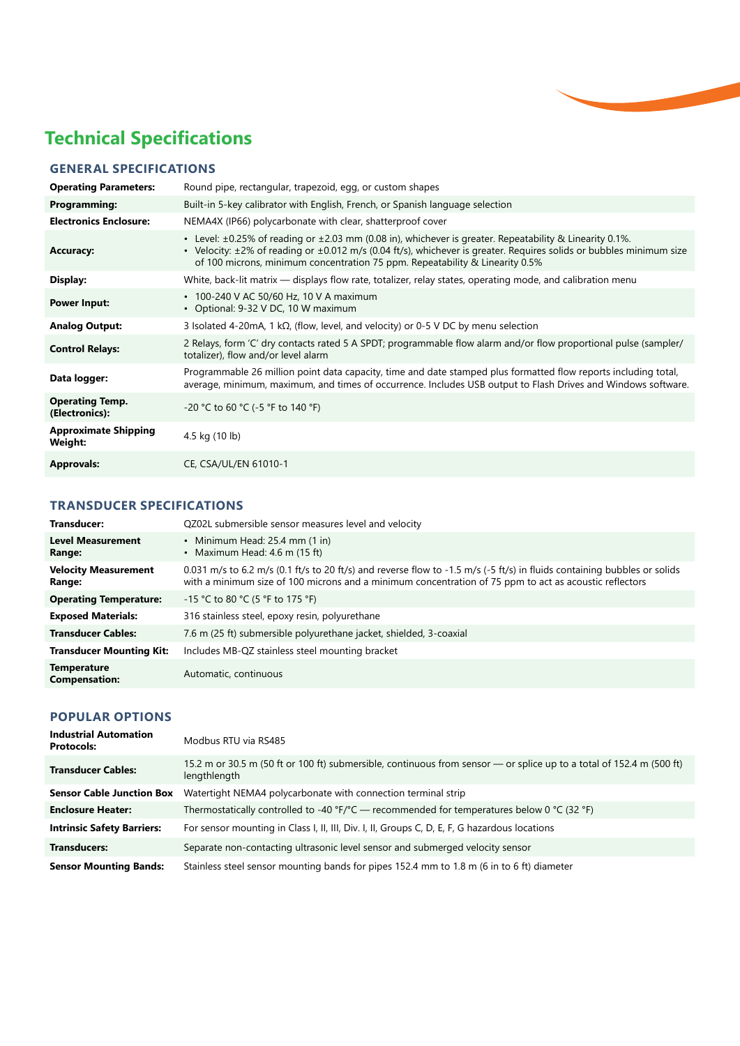# Technical Specifications

## GENERAL SPECIFICATIONS

| | |
|---|---|
| **Operating Parameters:** | Round pipe, rectangular, trapezoid, egg, or custom shapes |
| **Programming:** | Built-in 5-key calibrator with English, French, or Spanish language selection |
| **Electronics Enclosure:** | NEMA4X (IP66) polycarbonate with clear, shatterproof cover |
| **Accuracy:** | • Level: ±0.25% of reading or ±2.03 mm (0.08 in), whichever is greater. Repeatability & Linearity 0.1%. <br> • Velocity: ±2% of reading or ±0.012 m/s (0.04 ft/s), whichever is greater. Requires solids or bubbles minimum size of 100 microns, minimum concentration 75 ppm. Repeatability & Linearity 0.5% |
| **Display:** | White, back-lit matrix — displays flow rate, totalizer, relay states, operating mode, and calibration menu |
| **Power Input:** | • 100-240 V AC 50/60 Hz, 10 V A maximum <br> • Optional: 9-32 V DC, 10 W maximum |
| **Analog Output:** | 3 Isolated 4-20mA, 1 kΩ, (flow, level, and velocity) or 0-5 V DC by menu selection |
| **Control Relays:** | 2 Relays, form 'C' dry contacts rated 5 A SPDT; programmable flow alarm and/or flow proportional pulse (sampler/ totalizer), flow and/or level alarm |
| **Data logger:** | Programmable 26 million point data capacity, time and date stamped plus formatted flow reports including total, average, minimum, maximum, and times of occurrence. Includes USB output to Flash Drives and Windows software. |
| **Operating Temp. (Electronics):** | -20 °C to 60 °C (-5 °F to 140 °F) |
| **Approximate Shipping Weight:** | 4.5 kg (10 lb) |
| **Approvals:** | CE, CSA/UL/EN 61010-1 |

## TRANSDUCER SPECIFICATIONS

| | |
|---|---|
| **Transducer:** | QZ02L submersible sensor measures level and velocity |
| **Level Measurement Range:** | • Minimum Head: 25.4 mm (1 in) <br> • Maximum Head: 4.6 m (15 ft) |
| **Velocity Measurement Range:** | 0.031 m/s to 6.2 m/s (0.1 ft/s to 20 ft/s) and reverse flow to -1.5 m/s (-5 ft/s) in fluids containing bubbles or solids with a minimum size of 100 microns and a minimum concentration of 75 ppm to act as acoustic reflectors |
| **Operating Temperature:** | -15 °C to 80 °C (5 °F to 175 °F) |
| **Exposed Materials:** | 316 stainless steel, epoxy resin, polyurethane |
| **Transducer Cables:** | 7.6 m (25 ft) submersible polyurethane jacket, shielded, 3-coaxial |
| **Transducer Mounting Kit:** | Includes MB-QZ stainless steel mounting bracket |
| **Temperature Compensation:** | Automatic, continuous |

## POPULAR OPTIONS

| | |
|---|---|
| **Industrial Automation Protocols:** | Modbus RTU via RS485 |
| **Transducer Cables:** | 15.2 m or 30.5 m (50 ft or 100 ft) submersible, continuous from sensor — or splice up to a total of 152.4 m (500 ft) lengthlength |
| **Sensor Cable Junction Box** | Watertight NEMA4 polycarbonate with connection terminal strip |
| **Enclosure Heater:** | Thermostatically controlled to -40 °F/°C — recommended for temperatures below 0 °C (32 °F) |
| **Intrinsic Safety Barriers:** | For sensor mounting in Class I, II, III, Div. I, II, Groups C, D, E, F, G hazardous locations |
| **Transducers:** | Separate non-contacting ultrasonic level sensor and submerged velocity sensor |
| **Sensor Mounting Bands:** | Stainless steel sensor mounting bands for pipes 152.4 mm to 1.8 m (6 in to 6 ft) diameter |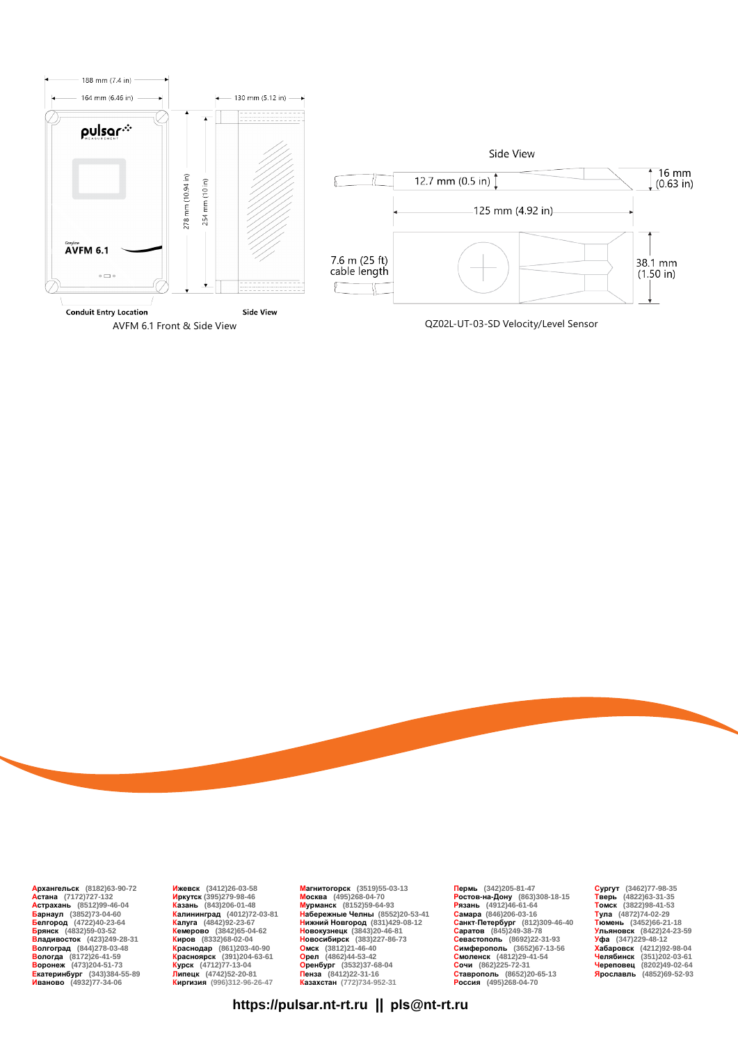188 mm (7.4 in)

164 mm (6.46 in)

130 mm (5.12 in)

278 mm (10.94 in)

254 mm (10 in)

pulsar MEASUREMENT

Greyline AVFM 6.1

Conduit Entry Location

Side View

AVFM 6.1 Front & Side View

Side View

12.7 mm (0.5 in)

16 mm (0.63 in)

125 mm (4.92 in)

7.6 m (25 ft) cable length

38.1 mm (1.50 in)

QZ02L-UT-03-SD Velocity/Level Sensor

**Архангельск** (8182)63-90-72
**Астана** (7172)727-132
**Астрахань** (8512)99-46-04
**Барнаул** (3852)73-04-60
**Белгород** (4722)40-23-64
**Брянск** (4832)59-03-52
**Владивосток** (423)249-28-31
**Волгоград** (844)278-03-48
**Вологда** (8172)26-41-59
**Воронеж** (473)204-51-73
**Екатеринбург** (343)384-55-89
**Иваново** (4932)77-34-06
**Ижевск** (3412)26-03-58
**Иркутск** (395)279-98-46
**Казань** (843)206-01-48
**Калининград** (4012)72-03-81
**Калуга** (4842)92-23-67
**Кемерово** (3842)65-04-62
**Киров** (8332)68-02-04
**Краснодар** (861)203-40-90
**Красноярск** (391)204-63-61
**Курск** (4712)77-13-04
**Липецк** (4742)52-20-81
**Киргизия** (996)312-96-26-47
**Магнитогорск** (3519)55-03-13
**Москва** (495)268-04-70
**Мурманск** (8152)59-64-93
**Набережные Челны** (8552)20-53-41
**Нижний Новгород** (831)429-08-12
**Новокузнецк** (3843)20-46-81
**Новосибирск** (383)227-86-73
**Омск** (3812)21-46-40
**Орел** (4862)44-53-42
**Оренбург** (3532)37-68-04
**Пенза** (8412)22-31-16
**Казахстан** (772)734-952-31
**Пермь** (342)205-81-47
**Ростов-на-Дону** (863)308-18-15
**Рязань** (4912)46-61-64
**Самара** (846)206-03-16
**Санкт-Петербург** (812)309-46-40
**Саратов** (845)249-38-78
**Севастополь** (8692)22-31-93
**Симферополь** (3652)67-13-56
**Смоленск** (4812)29-41-54
**Сочи** (862)225-72-31
**Ставрополь** (8652)20-65-13
**Россия** (495)268-04-70
**Сургут** (3462)77-98-35
**Тверь** (4822)63-31-35
**Томск** (3822)98-41-53
**Тула** (4872)74-02-29
**Тюмень** (3452)66-21-18
**Ульяновск** (8422)24-23-59
**Уфа** (347)229-48-12
**Хабаровск** (4212)92-98-04
**Челябинск** (351)202-03-61
**Череповец** (8202)49-02-64
**Ярославль** (4852)69-52-93

**https://pulsar.nt-rt.ru || pls@nt-rt.ru**